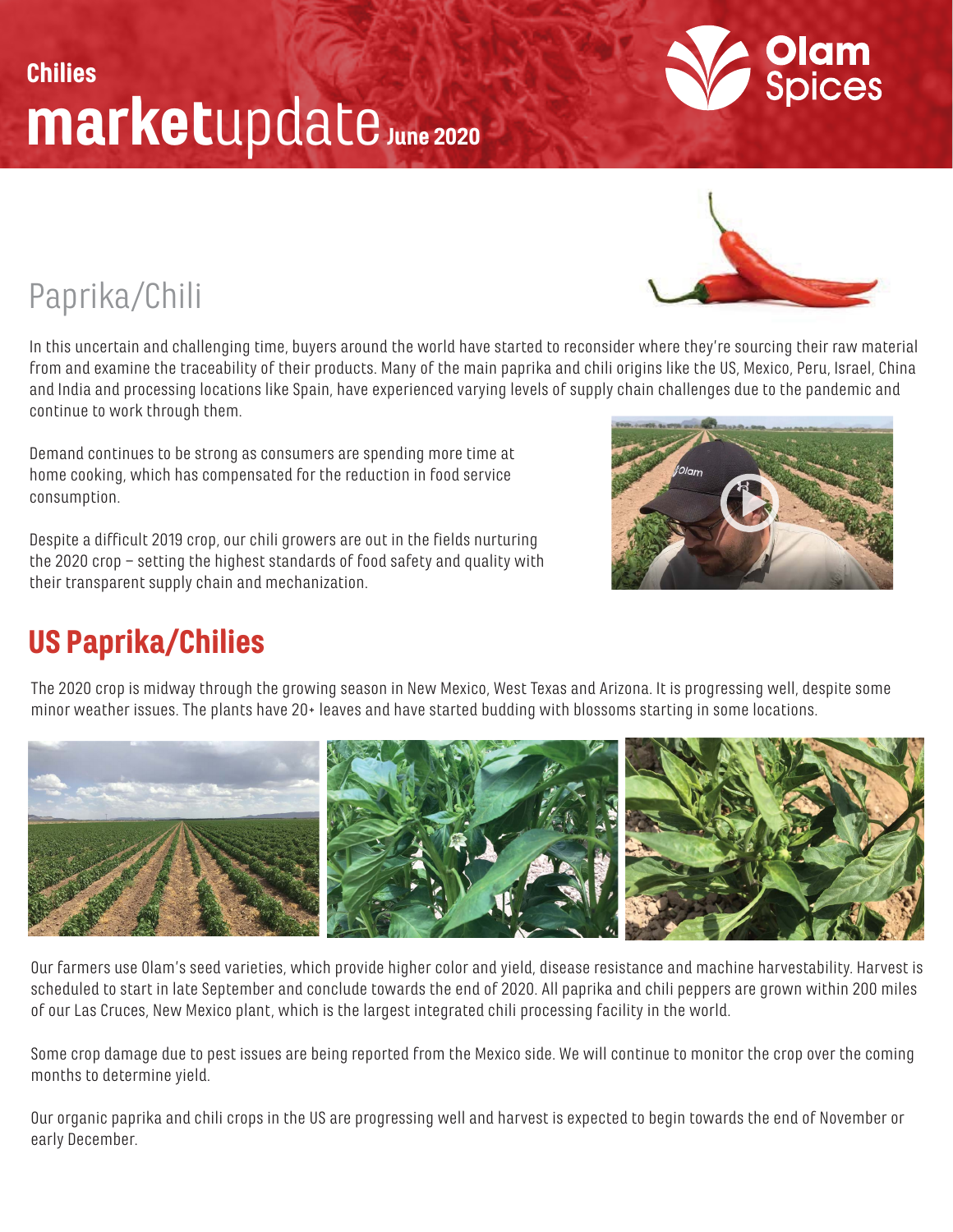Chilies

# marketupdate June 2020

## Paprika/Chili

In this uncertain and challenging time, buyers around the world have started to reconsider where they're sourcing their raw material from and examine the traceability of their products. Many of the main paprika and chili origins like the US, Mexico, Peru, Israel, China and India and processing locations like Spain, have experienced varying levels of supply chain challenges due to the pandemic and continue to work through them.

Demand continues to be strong as consumers are spending more time at home cooking, which has compensated for the reduction in food service consumption.

Despite a difficult 2019 crop, our chili growers are out in the fields nurturing the 2020 crop – setting the highest standards of food safety and quality with their transparent supply chain and mechanization.

## US Paprika/Chilies

The 2020 crop is midway through the growing season in New Mexico, West Texas and Arizona. It is progressing well, despite some minor weather issues. The plants have 20+ leaves and have started budding with blossoms starting in some locations.

Our farmers use Olam's seed varieties, which provide higher color and yield, disease resistance and machine harvestability. Harvest is scheduled to start in late September and conclude towards the end of 2020. All paprika and chili peppers are grown within 200 miles of our Las Cruces, New Mexico plant, which is the largest integrated chili processing facility in the world.

Some crop damage due to pest issues are being reported from the Mexico side. We will continue to monitor the crop over the coming months to determine yield.

Our organic paprika and chili crops in the US are progressing well and harvest is expected to begin towards the end of November or early December.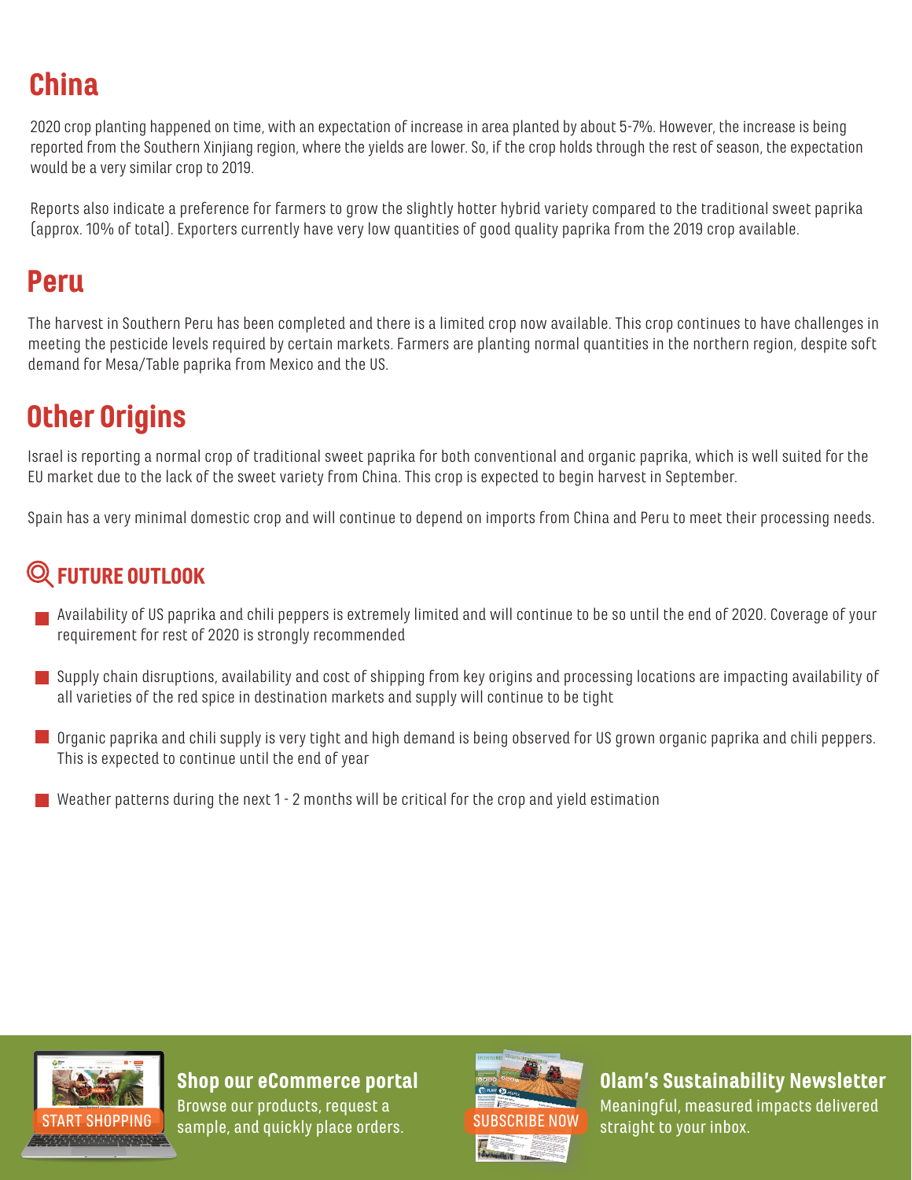## China

2020 crop planting happened on time, with an expectation of increase in area planted by about 5-7%. However, the increase is being reported from the Southern Xinjiang region, where the yields are lower. So, if the crop holds through the rest of season, the expectation would be a very similar crop to 2019.

Reports also indicate a preference for farmers to grow the slightly hotter hybrid variety compared to the traditional sweet paprika (approx. 10% of total). Exporters currently have very low quantities of good quality paprika from the 2019 crop available.

## Peru

The harvest in Southern Peru has been completed and there is a limited crop now available. This crop continues to have challenges in meeting the pesticide levels required by certain markets. Farmers are planting normal quantities in the northern region, despite soft demand for Mesa/Table paprika from Mexico and the US.

## Other Origins

Israel is reporting a normal crop of traditional sweet paprika for both conventional and organic paprika, which is well suited for the EU market due to the lack of the sweet variety from China. This crop is expected to begin harvest in September.

Spain has a very minimal domestic crop and will continue to depend on imports from China and Peru to meet their processing needs.

## FUTURE OUTLOOK

- Availability of US paprika and chili peppers is extremely limited and will continue to be so until the end of 2020. Coverage of your requirement for rest of 2020 is strongly recommended
- Supply chain disruptions, availability and cost of shipping from key origins and processing locations are impacting availability of all varieties of the red spice in destination markets and supply will continue to be tight
- Organic paprika and chili supply is very tight and high demand is being observed for US grown organic paprika and chili peppers. This is expected to continue until the end of year
- Weather patterns during the next 1 - 2 months will be critical for the crop and yield estimation

START SHOPPING

**Shop our eCommerce portal**
Browse our products, request a sample, and quickly place orders.

SUBSCRIBE NOW

**Olam's Sustainability Newsletter**
Meaningful, measured impacts delivered straight to your inbox.